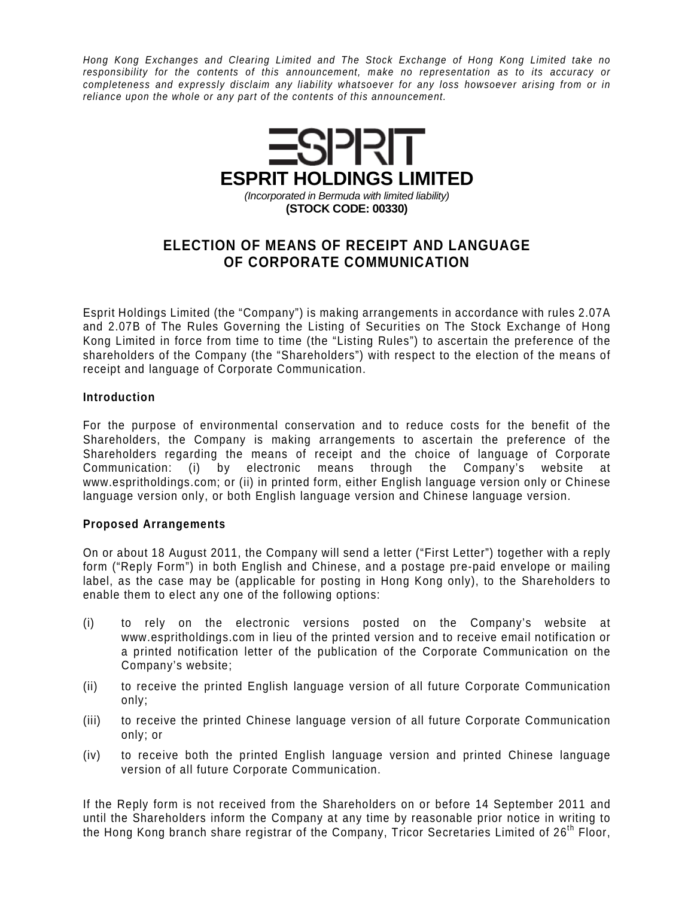*Hong Kong Exchanges and Clearing Limited and The Stock Exchange of Hong Kong Limited take no responsibility for the contents of this announcement, make no representation as to its accuracy or completeness and expressly disclaim any liability whatsoever for any loss howsoever arising from or in reliance upon the whole or any part of the contents of this announcement.*

ESPRIT

# ESPRIT HOLDINGS LIMITED

*(Incorporated in Bermuda with limited liability)*

**(STOCK CODE: 00330)**

## ELECTION OF MEANS OF RECEIPT AND LANGUAGE OF CORPORATE COMMUNICATION

Esprit Holdings Limited (the "Company") is making arrangements in accordance with rules 2.07A and 2.07B of The Rules Governing the Listing of Securities on The Stock Exchange of Hong Kong Limited in force from time to time (the "Listing Rules") to ascertain the preference of the shareholders of the Company (the "Shareholders") with respect to the election of the means of receipt and language of Corporate Communication.

**Introduction**

For the purpose of environmental conservation and to reduce costs for the benefit of the Shareholders, the Company is making arrangements to ascertain the preference of the Shareholders regarding the means of receipt and the choice of language of Corporate Communication: (i) by electronic means through the Company's website at www.espritholdings.com; or (ii) in printed form, either English language version only or Chinese language version only, or both English language version and Chinese language version.

**Proposed Arrangements**

On or about 18 August 2011, the Company will send a letter ("First Letter") together with a reply form ("Reply Form") in both English and Chinese, and a postage pre-paid envelope or mailing label, as the case may be (applicable for posting in Hong Kong only), to the Shareholders to enable them to elect any one of the following options:

(i) to rely on the electronic versions posted on the Company's website at www.espritholdings.com in lieu of the printed version and to receive email notification or a printed notification letter of the publication of the Corporate Communication on the Company's website;

(ii) to receive the printed English language version of all future Corporate Communication only;

(iii) to receive the printed Chinese language version of all future Corporate Communication only; or

(iv) to receive both the printed English language version and printed Chinese language version of all future Corporate Communication.

If the Reply form is not received from the Shareholders on or before 14 September 2011 and until the Shareholders inform the Company at any time by reasonable prior notice in writing to the Hong Kong branch share registrar of the Company, Tricor Secretaries Limited of 26th Floor,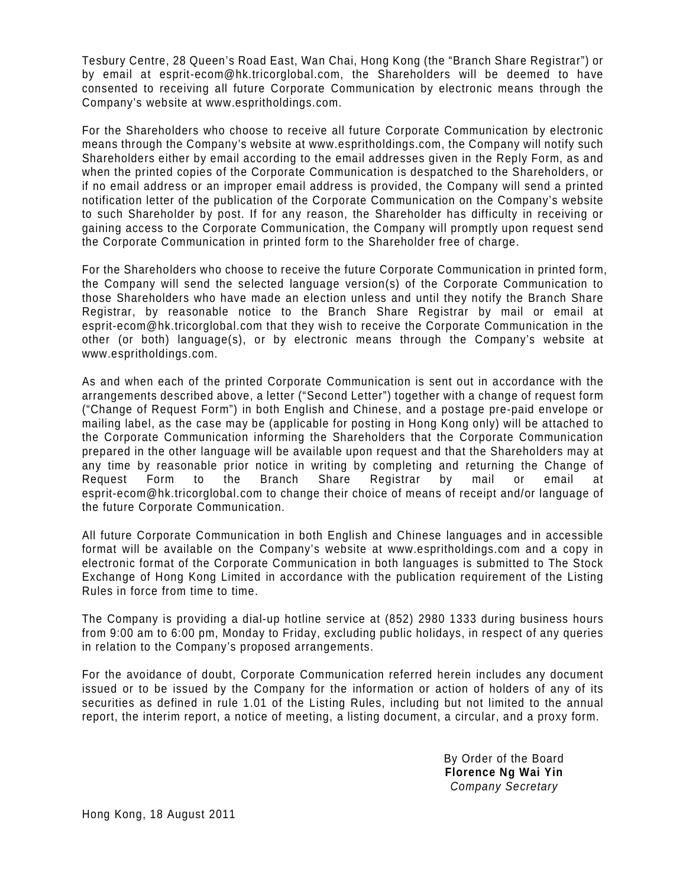Tesbury Centre, 28 Queen's Road East, Wan Chai, Hong Kong (the "Branch Share Registrar") or by email at esprit-ecom@hk.tricorglobal.com, the Shareholders will be deemed to have consented to receiving all future Corporate Communication by electronic means through the Company's website at www.espritholdings.com.

For the Shareholders who choose to receive all future Corporate Communication by electronic means through the Company's website at www.espritholdings.com, the Company will notify such Shareholders either by email according to the email addresses given in the Reply Form, as and when the printed copies of the Corporate Communication is despatched to the Shareholders, or if no email address or an improper email address is provided, the Company will send a printed notification letter of the publication of the Corporate Communication on the Company's website to such Shareholder by post. If for any reason, the Shareholder has difficulty in receiving or gaining access to the Corporate Communication, the Company will promptly upon request send the Corporate Communication in printed form to the Shareholder free of charge.

For the Shareholders who choose to receive the future Corporate Communication in printed form, the Company will send the selected language version(s) of the Corporate Communication to those Shareholders who have made an election unless and until they notify the Branch Share Registrar, by reasonable notice to the Branch Share Registrar by mail or email at esprit-ecom@hk.tricorglobal.com that they wish to receive the Corporate Communication in the other (or both) language(s), or by electronic means through the Company's website at www.espritholdings.com.

As and when each of the printed Corporate Communication is sent out in accordance with the arrangements described above, a letter ("Second Letter") together with a change of request form ("Change of Request Form") in both English and Chinese, and a postage pre-paid envelope or mailing label, as the case may be (applicable for posting in Hong Kong only) will be attached to the Corporate Communication informing the Shareholders that the Corporate Communication prepared in the other language will be available upon request and that the Shareholders may at any time by reasonable prior notice in writing by completing and returning the Change of Request Form to the Branch Share Registrar by mail or email at esprit-ecom@hk.tricorglobal.com to change their choice of means of receipt and/or language of the future Corporate Communication.

All future Corporate Communication in both English and Chinese languages and in accessible format will be available on the Company's website at www.espritholdings.com and a copy in electronic format of the Corporate Communication in both languages is submitted to The Stock Exchange of Hong Kong Limited in accordance with the publication requirement of the Listing Rules in force from time to time.

The Company is providing a dial-up hotline service at (852) 2980 1333 during business hours from 9:00 am to 6:00 pm, Monday to Friday, excluding public holidays, in respect of any queries in relation to the Company's proposed arrangements.

For the avoidance of doubt, Corporate Communication referred herein includes any document issued or to be issued by the Company for the information or action of holders of any of its securities as defined in rule 1.01 of the Listing Rules, including but not limited to the annual report, the interim report, a notice of meeting, a listing document, a circular, and a proxy form.

By Order of the Board
**Florence Ng Wai Yin**
*Company Secretary*

Hong Kong, 18 August 2011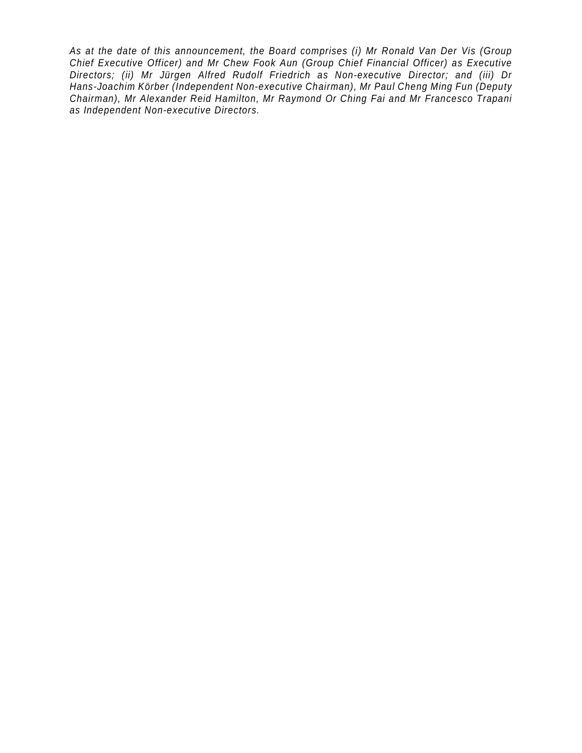*As at the date of this announcement, the Board comprises (i) Mr Ronald Van Der Vis (Group Chief Executive Officer) and Mr Chew Fook Aun (Group Chief Financial Officer) as Executive Directors; (ii) Mr Jürgen Alfred Rudolf Friedrich as Non-executive Director; and (iii) Dr Hans-Joachim Körber (Independent Non-executive Chairman), Mr Paul Cheng Ming Fun (Deputy Chairman), Mr Alexander Reid Hamilton, Mr Raymond Or Ching Fai and Mr Francesco Trapani as Independent Non-executive Directors.*